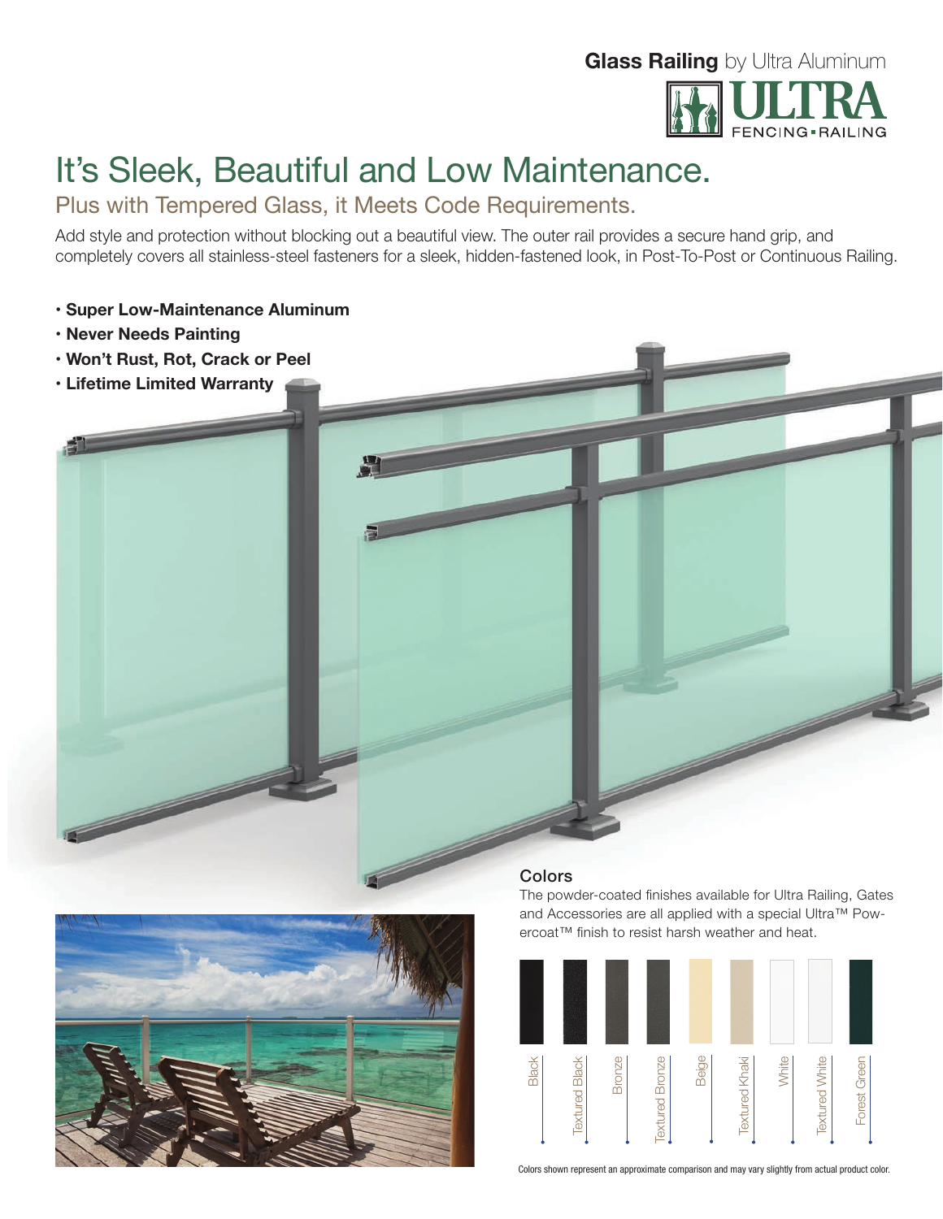**Glass Railing** by Ultra Aluminum

# It's Sleek, Beautiful and Low Maintenance.

## Plus with Tempered Glass, it Meets Code Requirements.

Add style and protection without blocking out a beautiful view. The outer rail provides a secure hand grip, and completely covers all stainless-steel fasteners for a sleek, hidden-fastened look, in Post-To-Post or Continuous Railing.

- **Super Low-Maintenance Aluminum**
- **Never Needs Painting**
- **Won't Rust, Rot, Crack or Peel**
- **Lifetime Limited Warranty**

### Colors

The powder-coated finishes available for Ultra Railing, Gates and Accessories are all applied with a special Ultra™ Powercoat™ finish to resist harsh weather and heat.

- Black
- Textured Black
- Bronze
- Textured Bronze
- Beige
- Textured Khaki
- White
- Textured White
- Forest Green

Colors shown represent an approximate comparison and may vary slightly from actual product color.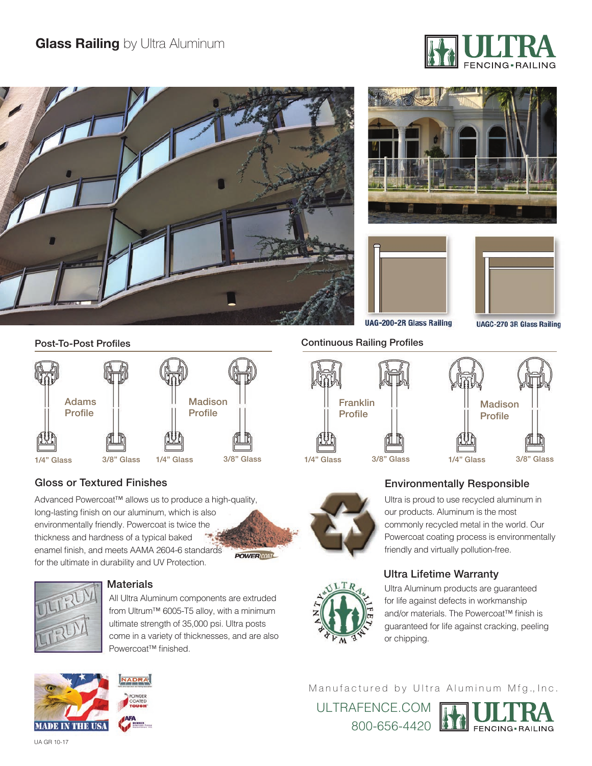# Glass Railing by Ultra Aluminum

ULTRA FENCING▪RAILING

UAG-200-2R Glass Railing

UAGC-270 3R Glass Railing

## Post-To-Post Profiles

Adams Profile

Madison Profile

1/4" Glass 3/8" Glass 1/4" Glass 3/8" Glass

## Continuous Railing Profiles

Franklin Profile

Madison Profile

1/4" Glass 3/8" Glass 1/4" Glass 3/8" Glass

## Gloss or Textured Finishes

Advanced Powercoat™ allows us to produce a high-quality, long-lasting finish on our aluminum, which is also environmentally friendly. Powercoat is twice the thickness and hardness of a typical baked enamel finish, and meets AAMA 2604-6 standards for the ultimate in durability and UV Protection.

POWERCOAT

## Materials

All Ultra Aluminum components are extruded from Ultrum™ 6005-T5 alloy, with a minimum ultimate strength of 35,000 psi. Ultra posts come in a variety of thicknesses, and are also Powercoat™ finished.

## Environmentally Responsible

Ultra is proud to use recycled aluminum in our products. Aluminum is the most commonly recycled metal in the world. Our Powercoat coating process is environmentally friendly and virtually pollution-free.

## Ultra Lifetime Warranty

Ultra Aluminum products are guaranteed for life against defects in workmanship and/or materials. The Powercoat™ finish is guaranteed for life against cracking, peeling or chipping.

MADE IN THE USA

Manufactured by Ultra Aluminum Mfg., Inc.

ULTRAFENCE.COM

800-656-4420

UA GR 10-17